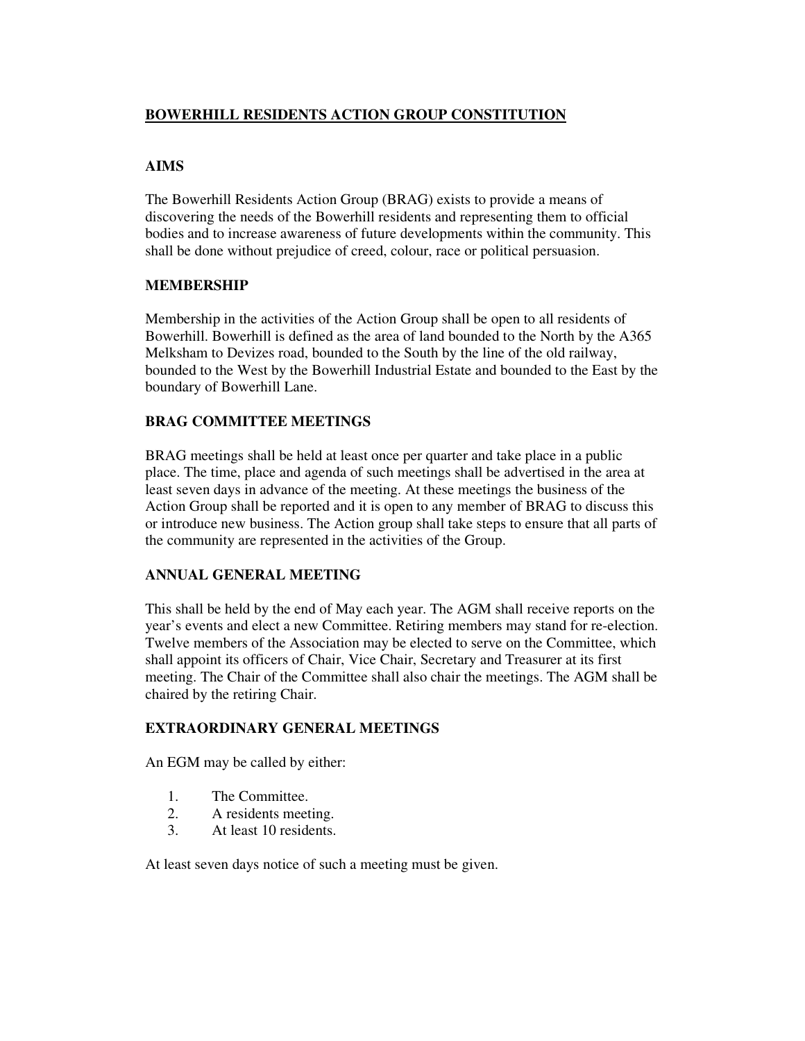# BOWERHILL RESIDENTS ACTION GROUP CONSTITUTION

## AIMS

The Bowerhill Residents Action Group (BRAG) exists to provide a means of discovering the needs of the Bowerhill residents and representing them to official bodies and to increase awareness of future developments within the community. This shall be done without prejudice of creed, colour, race or political persuasion.

## MEMBERSHIP

Membership in the activities of the Action Group shall be open to all residents of Bowerhill. Bowerhill is defined as the area of land bounded to the North by the A365 Melksham to Devizes road, bounded to the South by the line of the old railway, bounded to the West by the Bowerhill Industrial Estate and bounded to the East by the boundary of Bowerhill Lane.

## BRAG COMMITTEE MEETINGS

BRAG meetings shall be held at least once per quarter and take place in a public place. The time, place and agenda of such meetings shall be advertised in the area at least seven days in advance of the meeting. At these meetings the business of the Action Group shall be reported and it is open to any member of BRAG to discuss this or introduce new business. The Action group shall take steps to ensure that all parts of the community are represented in the activities of the Group.

## ANNUAL GENERAL MEETING

This shall be held by the end of May each year. The AGM shall receive reports on the year's events and elect a new Committee. Retiring members may stand for re-election. Twelve members of the Association may be elected to serve on the Committee, which shall appoint its officers of Chair, Vice Chair, Secretary and Treasurer at its first meeting. The Chair of the Committee shall also chair the meetings. The AGM shall be chaired by the retiring Chair.

## EXTRAORDINARY GENERAL MEETINGS

An EGM may be called by either:

1. The Committee.
2. A residents meeting.
3. At least 10 residents.

At least seven days notice of such a meeting must be given.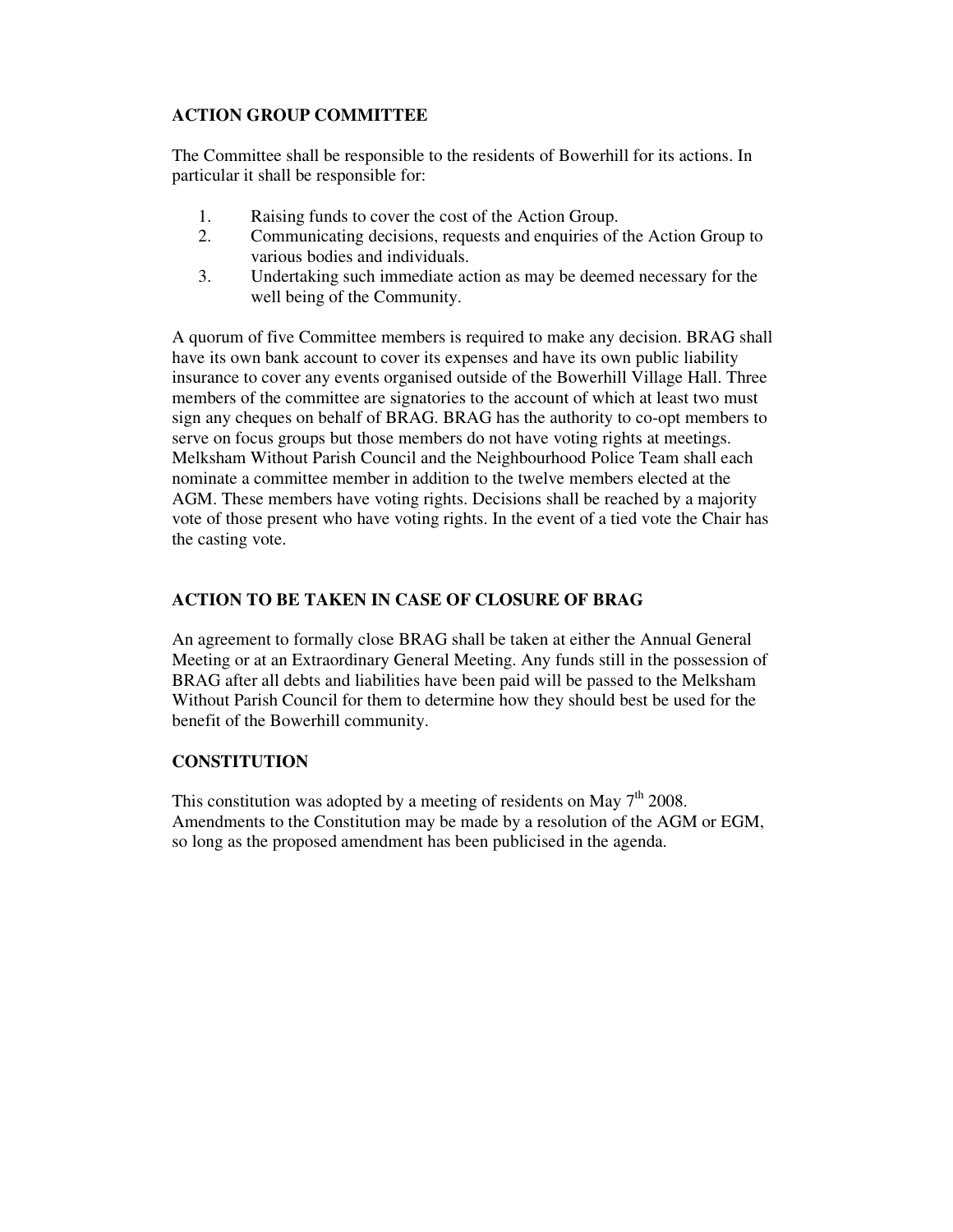## ACTION GROUP COMMITTEE

The Committee shall be responsible to the residents of Bowerhill for its actions. In particular it shall be responsible for:

1. Raising funds to cover the cost of the Action Group.
2. Communicating decisions, requests and enquiries of the Action Group to various bodies and individuals.
3. Undertaking such immediate action as may be deemed necessary for the well being of the Community.

A quorum of five Committee members is required to make any decision. BRAG shall have its own bank account to cover its expenses and have its own public liability insurance to cover any events organised outside of the Bowerhill Village Hall. Three members of the committee are signatories to the account of which at least two must sign any cheques on behalf of BRAG. BRAG has the authority to co-opt members to serve on focus groups but those members do not have voting rights at meetings. Melksham Without Parish Council and the Neighbourhood Police Team shall each nominate a committee member in addition to the twelve members elected at the AGM. These members have voting rights. Decisions shall be reached by a majority vote of those present who have voting rights. In the event of a tied vote the Chair has the casting vote.

## ACTION TO BE TAKEN IN CASE OF CLOSURE OF BRAG

An agreement to formally close BRAG shall be taken at either the Annual General Meeting or at an Extraordinary General Meeting. Any funds still in the possession of BRAG after all debts and liabilities have been paid will be passed to the Melksham Without Parish Council for them to determine how they should best be used for the benefit of the Bowerhill community.

## CONSTITUTION

This constitution was adopted by a meeting of residents on May 7th 2008. Amendments to the Constitution may be made by a resolution of the AGM or EGM, so long as the proposed amendment has been publicised in the agenda.